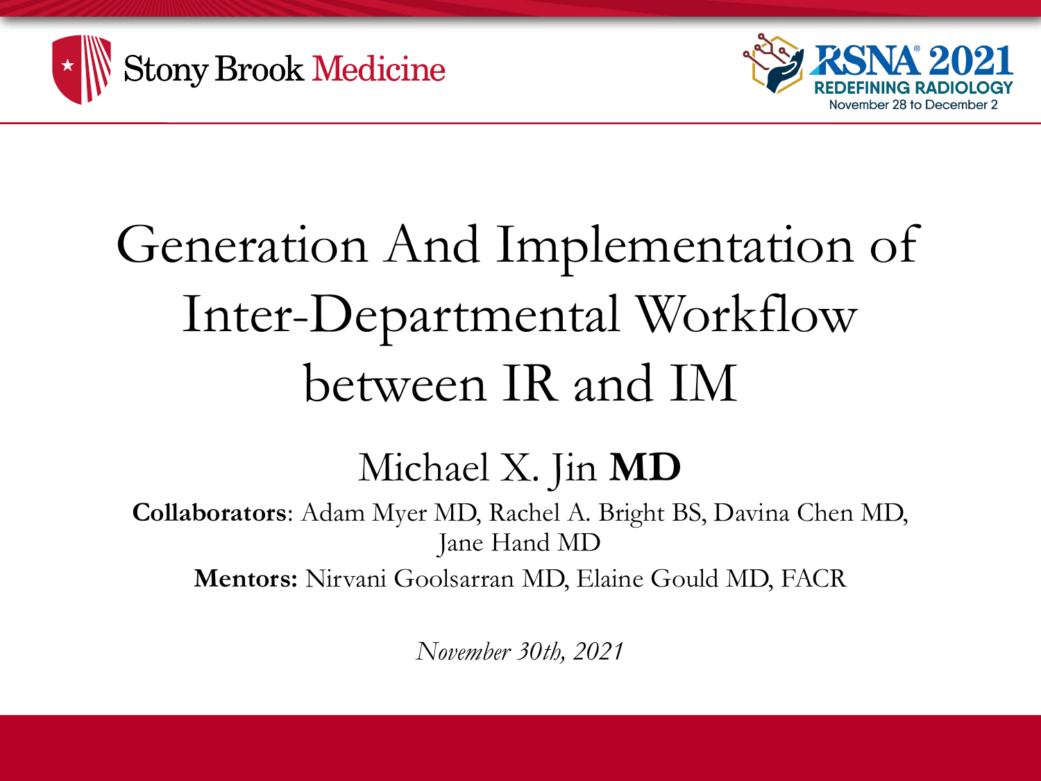Stony Brook Medicine

RSNA 2021
REDEFINING RADIOLOGY
November 28 to December 2

# Generation And Implementation of Inter-Departmental Workflow between IR and IM

## Michael X. Jin **MD**

**Collaborators**: Adam Myer MD, Rachel A. Bright BS, Davina Chen MD, Jane Hand MD

**Mentors:** Nirvani Goolsarran MD, Elaine Gould MD, FACR

*November 30th, 2021*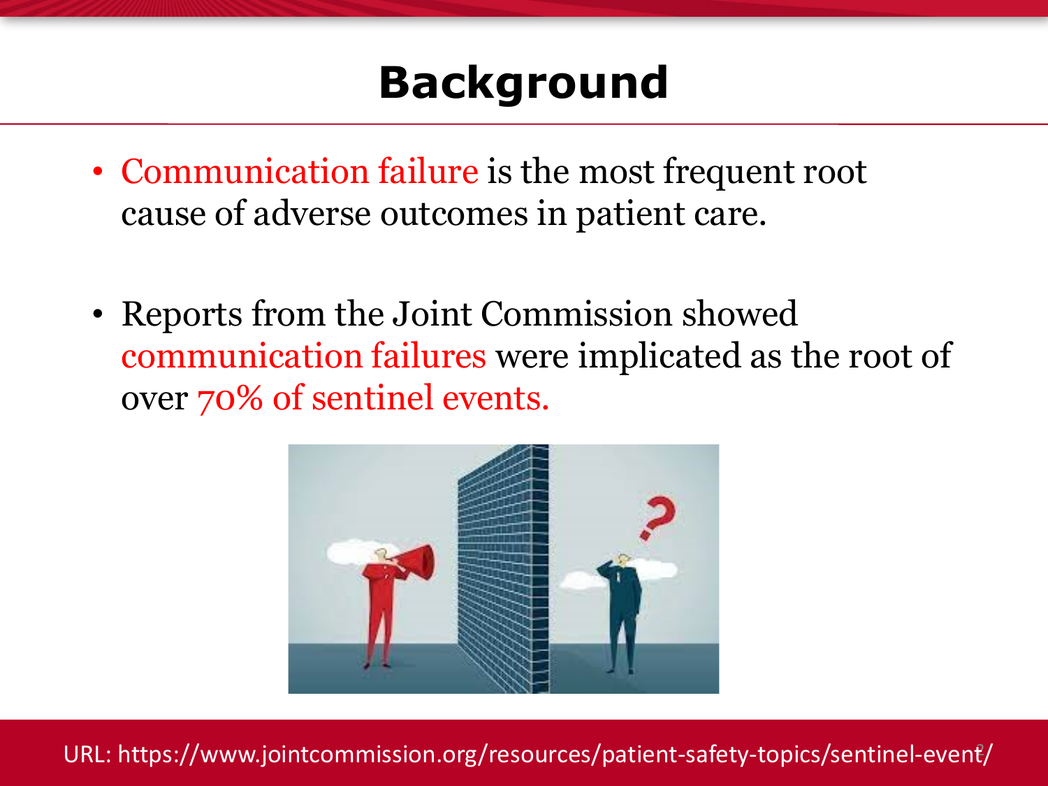# Background

- Communication failure is the most frequent root cause of adverse outcomes in patient care.

- Reports from the Joint Commission showed communication failures were implicated as the root of over 70% of sentinel events.

URL: https://www.jointcommission.org/resources/patient-safety-topics/sentinel-event/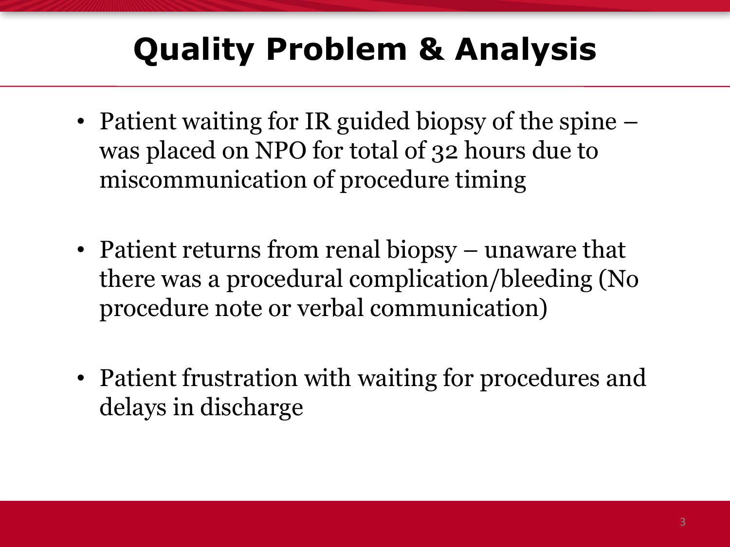# Quality Problem & Analysis

- Patient waiting for IR guided biopsy of the spine – was placed on NPO for total of 32 hours due to miscommunication of procedure timing

- Patient returns from renal biopsy – unaware that there was a procedural complication/bleeding (No procedure note or verbal communication)

- Patient frustration with waiting for procedures and delays in discharge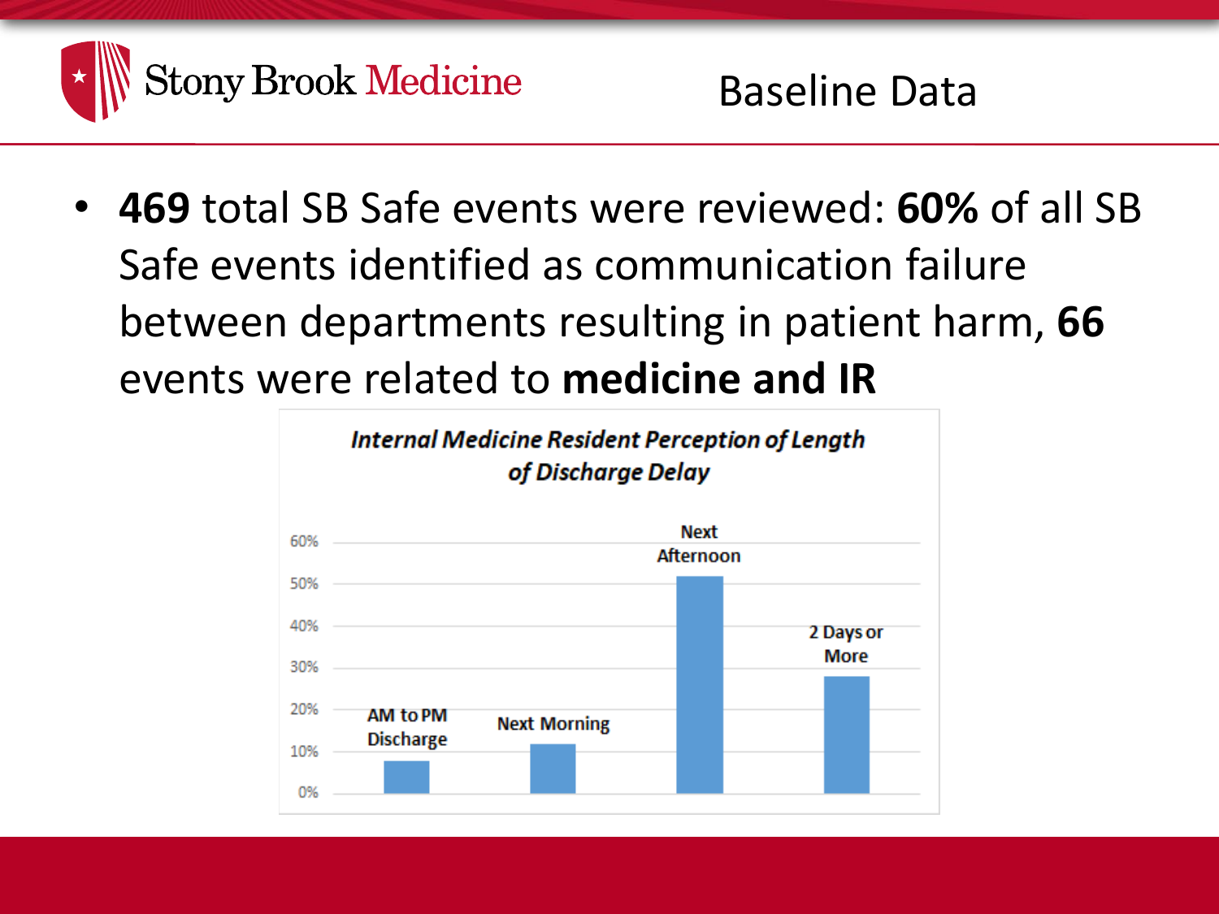# Baseline Data

- **469** total SB Safe events were reviewed: **60%** of all SB Safe events identified as communication failure between departments resulting in patient harm, **66** events were related to **medicine and IR**

***Internal Medicine Resident Perception of Length of Discharge Delay***

| Category | Approximate Percentage |
| --- | --- |
| AM to PM Discharge | ~8% |
| Next Morning | ~12% |
| Next Afternoon | ~52% |
| 2 Days or More | ~28% |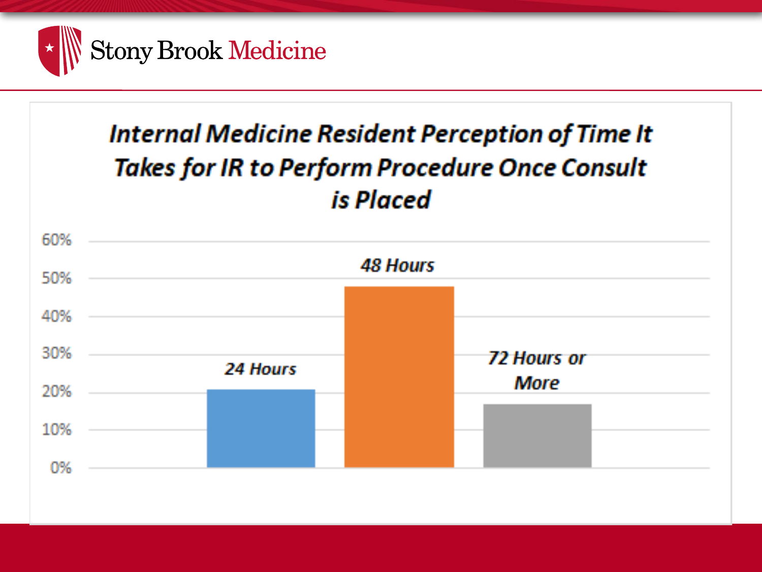## Internal Medicine Resident Perception of Time It Takes for IR to Perform Procedure Once Consult is Placed

| Response | Percentage |
| --- | --- |
| 24 Hours | ~21% |
| 48 Hours | ~48% |
| 72 Hours or More | ~17% |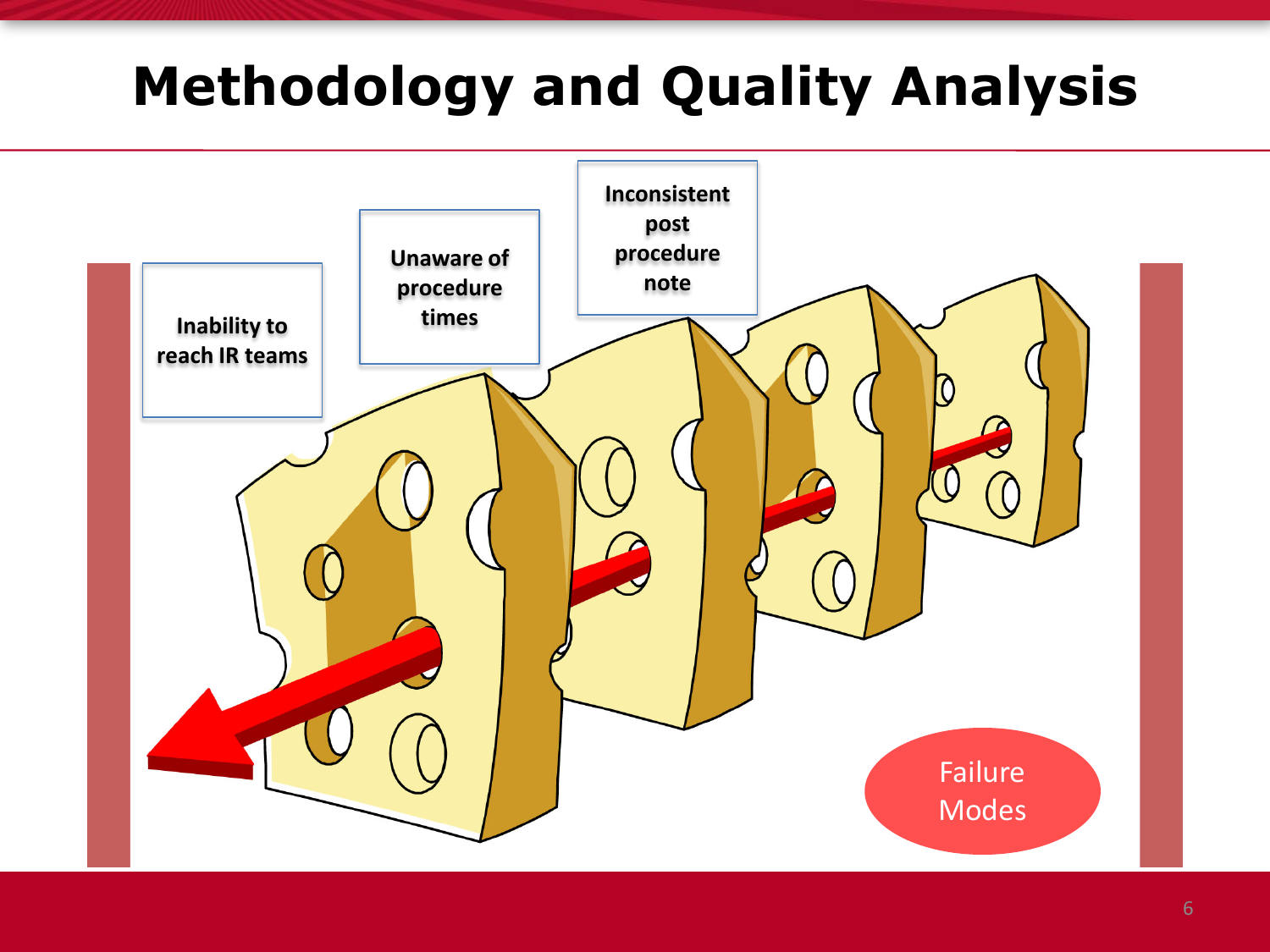# Methodology and Quality Analysis

Inability to reach IR teams

Unaware of procedure times

Inconsistent post procedure note

Failure Modes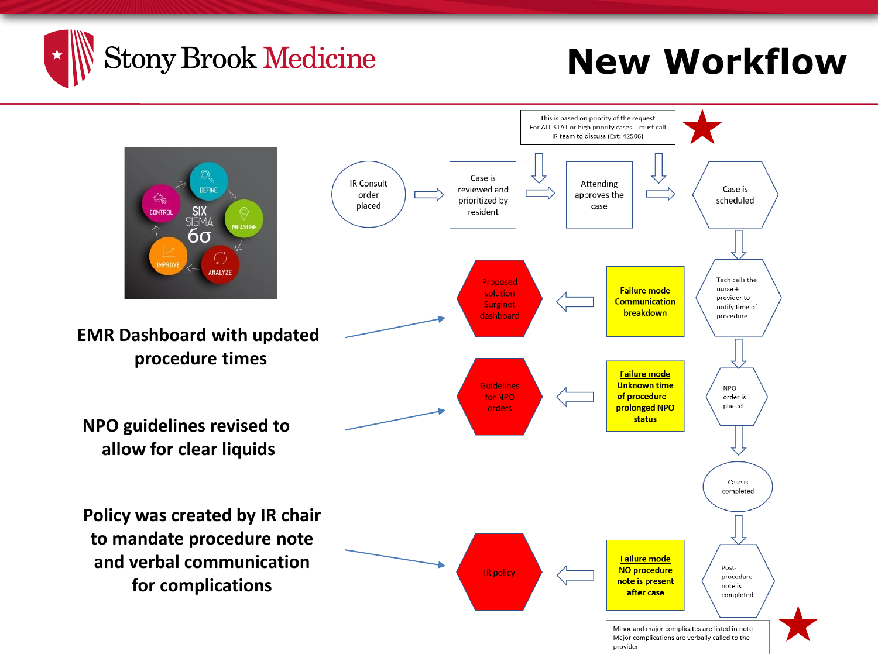# New Workflow

**EMR Dashboard with updated procedure times**

**NPO guidelines revised to allow for clear liquids**

**Policy was created by IR chair to mandate procedure note and verbal communication for complications**

This is based on priority of the request
For ALL STAT or high priority cases – must call IR team to discuss (Ext: 42506)

IR Consult order placed → Case is reviewed and prioritized by resident → Attending approves the case → Case is scheduled → Tech calls the nurse + provider to notify time of procedure → NPO order is placed → Case is completed → Post-procedure note is completed

**Failure mode** Communication breakdown → Proposed solution Surginet dashboard

**Failure mode** Unknown time of procedure – prolonged NPO status → Guidelines for NPO orders

**Failure mode** NO procedure note is present after case → IR policy

Minor and major complicates are listed in note
Major complications are verbally called to the provider

SIX SIGMA 6σ: DEFINE, MEASURE, ANALYZE, IMPROVE, CONTROL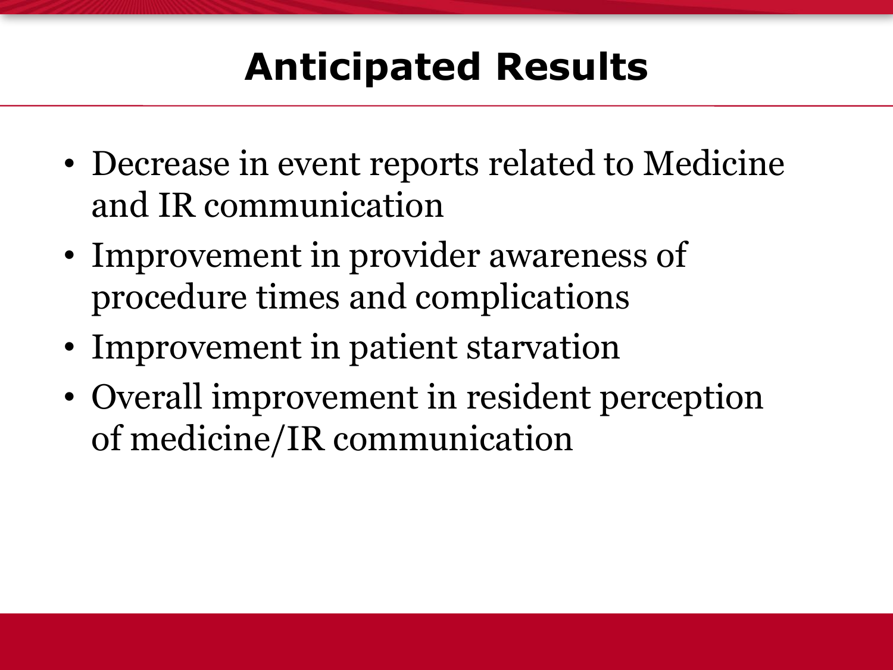# Anticipated Results

- Decrease in event reports related to Medicine and IR communication
- Improvement in provider awareness of procedure times and complications
- Improvement in patient starvation
- Overall improvement in resident perception of medicine/IR communication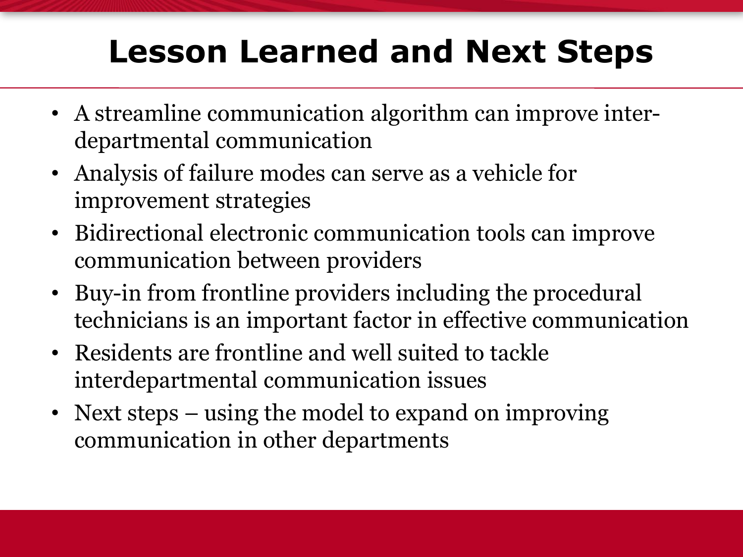# Lesson Learned and Next Steps

- A streamline communication algorithm can improve inter-departmental communication
- Analysis of failure modes can serve as a vehicle for improvement strategies
- Bidirectional electronic communication tools can improve communication between providers
- Buy-in from frontline providers including the procedural technicians is an important factor in effective communication
- Residents are frontline and well suited to tackle interdepartmental communication issues
- Next steps – using the model to expand on improving communication in other departments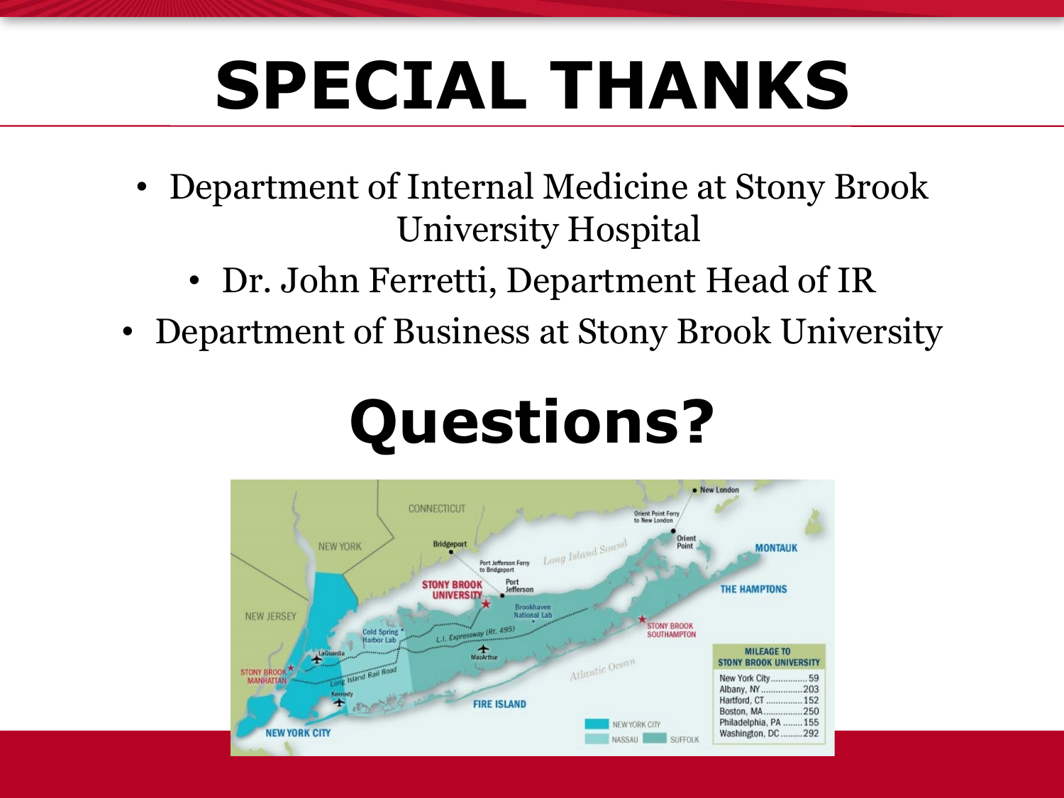# SPECIAL THANKS

- Department of Internal Medicine at Stony Brook University Hospital
  - Dr. John Ferretti, Department Head of IR
- Department of Business at Stony Brook University

# Questions?